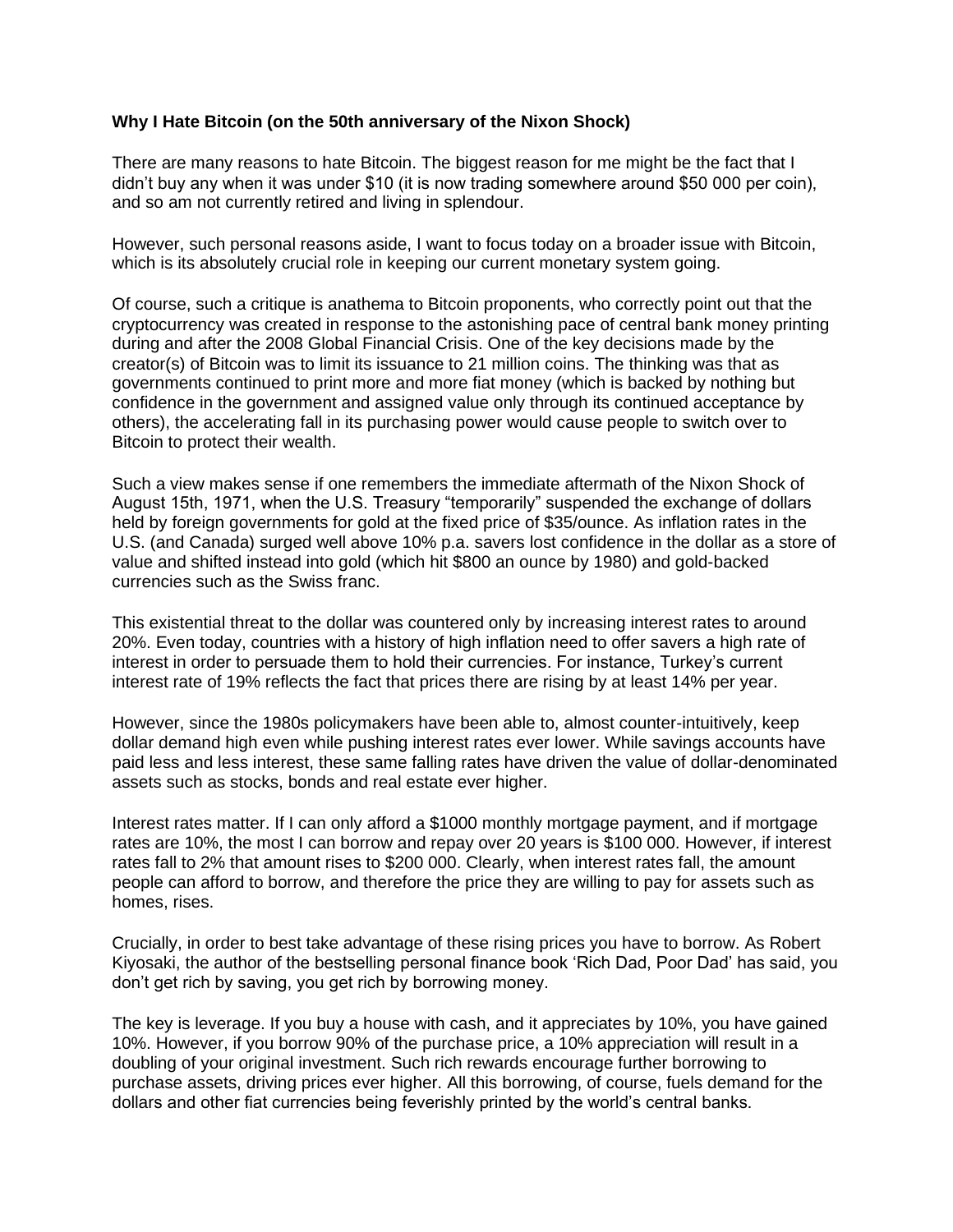**Why I Hate Bitcoin (on the 50th anniversary of the Nixon Shock)**

There are many reasons to hate Bitcoin. The biggest reason for me might be the fact that I didn't buy any when it was under $10 (it is now trading somewhere around $50 000 per coin), and so am not currently retired and living in splendour.

However, such personal reasons aside, I want to focus today on a broader issue with Bitcoin, which is its absolutely crucial role in keeping our current monetary system going.

Of course, such a critique is anathema to Bitcoin proponents, who correctly point out that the cryptocurrency was created in response to the astonishing pace of central bank money printing during and after the 2008 Global Financial Crisis. One of the key decisions made by the creator(s) of Bitcoin was to limit its issuance to 21 million coins. The thinking was that as governments continued to print more and more fiat money (which is backed by nothing but confidence in the government and assigned value only through its continued acceptance by others), the accelerating fall in its purchasing power would cause people to switch over to Bitcoin to protect their wealth.

Such a view makes sense if one remembers the immediate aftermath of the Nixon Shock of August 15th, 1971, when the U.S. Treasury "temporarily" suspended the exchange of dollars held by foreign governments for gold at the fixed price of $35/ounce. As inflation rates in the U.S. (and Canada) surged well above 10% p.a. savers lost confidence in the dollar as a store of value and shifted instead into gold (which hit $800 an ounce by 1980) and gold-backed currencies such as the Swiss franc.

This existential threat to the dollar was countered only by increasing interest rates to around 20%. Even today, countries with a history of high inflation need to offer savers a high rate of interest in order to persuade them to hold their currencies. For instance, Turkey's current interest rate of 19% reflects the fact that prices there are rising by at least 14% per year.

However, since the 1980s policymakers have been able to, almost counter-intuitively, keep dollar demand high even while pushing interest rates ever lower. While savings accounts have paid less and less interest, these same falling rates have driven the value of dollar-denominated assets such as stocks, bonds and real estate ever higher.

Interest rates matter. If I can only afford a $1000 monthly mortgage payment, and if mortgage rates are 10%, the most I can borrow and repay over 20 years is $100 000. However, if interest rates fall to 2% that amount rises to $200 000. Clearly, when interest rates fall, the amount people can afford to borrow, and therefore the price they are willing to pay for assets such as homes, rises.

Crucially, in order to best take advantage of these rising prices you have to borrow. As Robert Kiyosaki, the author of the bestselling personal finance book 'Rich Dad, Poor Dad' has said, you don't get rich by saving, you get rich by borrowing money.

The key is leverage. If you buy a house with cash, and it appreciates by 10%, you have gained 10%. However, if you borrow 90% of the purchase price, a 10% appreciation will result in a doubling of your original investment. Such rich rewards encourage further borrowing to purchase assets, driving prices ever higher. All this borrowing, of course, fuels demand for the dollars and other fiat currencies being feverishly printed by the world's central banks.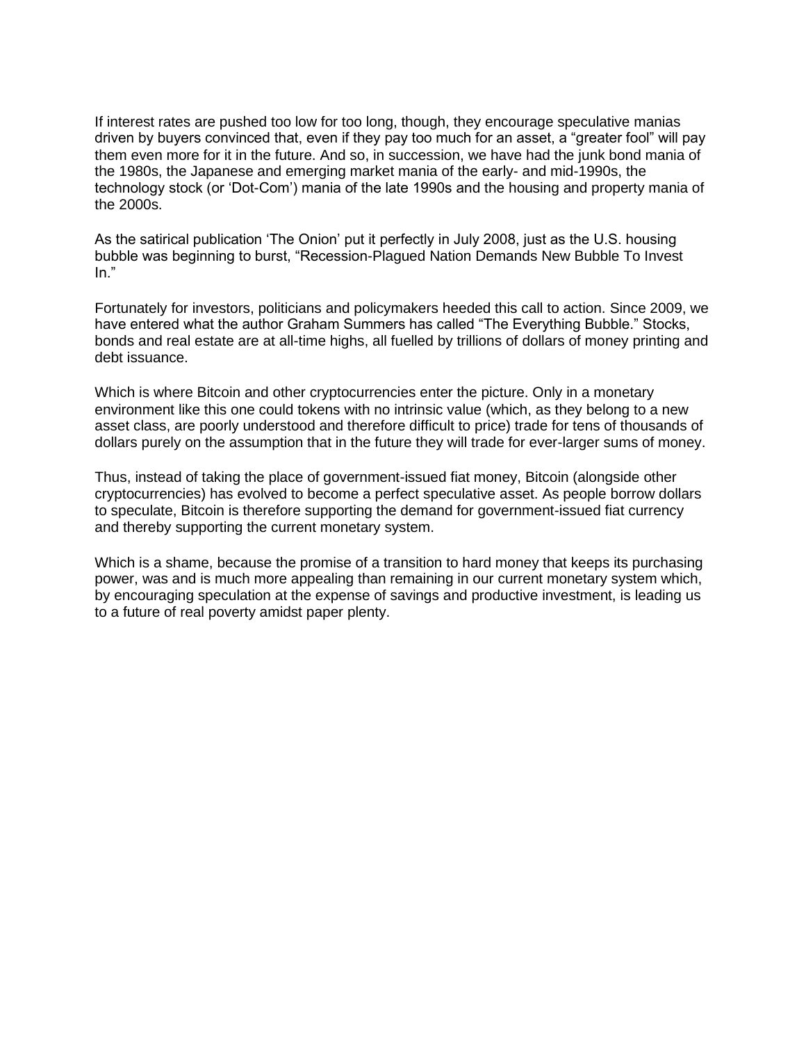If interest rates are pushed too low for too long, though, they encourage speculative manias driven by buyers convinced that, even if they pay too much for an asset, a "greater fool" will pay them even more for it in the future. And so, in succession, we have had the junk bond mania of the 1980s, the Japanese and emerging market mania of the early- and mid-1990s, the technology stock (or 'Dot-Com') mania of the late 1990s and the housing and property mania of the 2000s.

As the satirical publication 'The Onion' put it perfectly in July 2008, just as the U.S. housing bubble was beginning to burst, "Recession-Plagued Nation Demands New Bubble To Invest In."

Fortunately for investors, politicians and policymakers heeded this call to action. Since 2009, we have entered what the author Graham Summers has called "The Everything Bubble." Stocks, bonds and real estate are at all-time highs, all fuelled by trillions of dollars of money printing and debt issuance.

Which is where Bitcoin and other cryptocurrencies enter the picture. Only in a monetary environment like this one could tokens with no intrinsic value (which, as they belong to a new asset class, are poorly understood and therefore difficult to price) trade for tens of thousands of dollars purely on the assumption that in the future they will trade for ever-larger sums of money.

Thus, instead of taking the place of government-issued fiat money, Bitcoin (alongside other cryptocurrencies) has evolved to become a perfect speculative asset. As people borrow dollars to speculate, Bitcoin is therefore supporting the demand for government-issued fiat currency and thereby supporting the current monetary system.

Which is a shame, because the promise of a transition to hard money that keeps its purchasing power, was and is much more appealing than remaining in our current monetary system which, by encouraging speculation at the expense of savings and productive investment, is leading us to a future of real poverty amidst paper plenty.